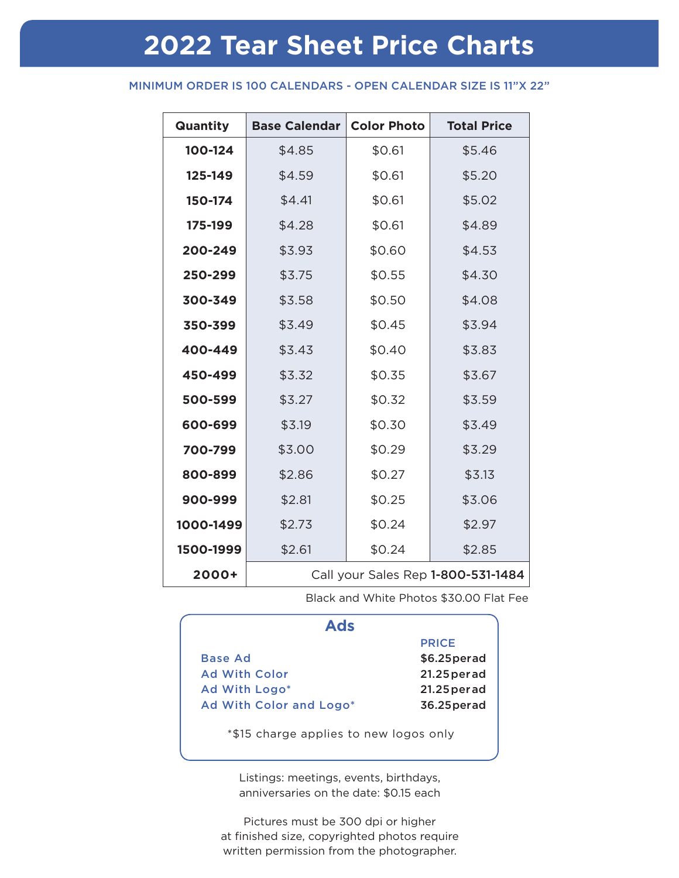# 2022 Tear Sheet Price Charts

MINIMUM ORDER IS 100 CALENDARS - OPEN CALENDAR SIZE IS 11"X 22"

| Quantity | Base Calendar | Color Photo | Total Price |
|---|---|---|---|
| **100-124** | $4.85 | $0.61 | $5.46 |
| **125-149** | $4.59 | $0.61 | $5.20 |
| **150-174** | $4.41 | $0.61 | $5.02 |
| **175-199** | $4.28 | $0.61 | $4.89 |
| **200-249** | $3.93 | $0.60 | $4.53 |
| **250-299** | $3.75 | $0.55 | $4.30 |
| **300-349** | $3.58 | $0.50 | $4.08 |
| **350-399** | $3.49 | $0.45 | $3.94 |
| **400-449** | $3.43 | $0.40 | $3.83 |
| **450-499** | $3.32 | $0.35 | $3.67 |
| **500-599** | $3.27 | $0.32 | $3.59 |
| **600-699** | $3.19 | $0.30 | $3.49 |
| **700-799** | $3.00 | $0.29 | $3.29 |
| **800-899** | $2.86 | $0.27 | $3.13 |
| **900-999** | $2.81 | $0.25 | $3.06 |
| **1000-1499** | $2.73 | $0.24 | $2.97 |
| **1500-1999** | $2.61 | $0.24 | $2.85 |
| **2000+** | Call your Sales Rep **1-800-531-1484** | | |

Black and White Photos $30.00 Flat Fee

## Ads

| | PRICE |
|---|---|
| Base Ad | **$6.25 per ad** |
| Ad With Color | **21.25 per ad** |
| Ad With Logo* | **21.25 per ad** |
| Ad With Color and Logo* | **36.25 per ad** |

*$15 charge applies to new logos only

Listings: meetings, events, birthdays, anniversaries on the date: $0.15 each

Pictures must be 300 dpi or higher at finished size, copyrighted photos require written permission from the photographer.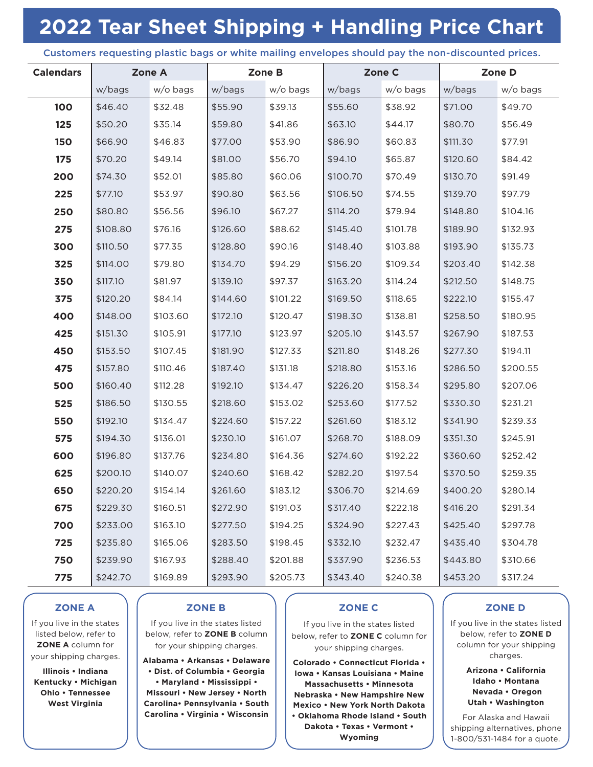# 2022 Tear Sheet Shipping + Handling Price Chart

**Customers requesting plastic bags or white mailing envelopes should pay the non-discounted prices.**

| Calendars | Zone A | | Zone B | | Zone C | | Zone D | |
|---|---|---|---|---|---|---|---|---|
| | w/bags | w/o bags | w/bags | w/o bags | w/bags | w/o bags | w/bags | w/o bags |
| **100** | $46.40 | $32.48 | $55.90 | $39.13 | $55.60 | $38.92 | $71.00 | $49.70 |
| **125** | $50.20 | $35.14 | $59.80 | $41.86 | $63.10 | $44.17 | $80.70 | $56.49 |
| **150** | $66.90 | $46.83 | $77.00 | $53.90 | $86.90 | $60.83 | $111.30 | $77.91 |
| **175** | $70.20 | $49.14 | $81.00 | $56.70 | $94.10 | $65.87 | $120.60 | $84.42 |
| **200** | $74.30 | $52.01 | $85.80 | $60.06 | $100.70 | $70.49 | $130.70 | $91.49 |
| **225** | $77.10 | $53.97 | $90.80 | $63.56 | $106.50 | $74.55 | $139.70 | $97.79 |
| **250** | $80.80 | $56.56 | $96.10 | $67.27 | $114.20 | $79.94 | $148.80 | $104.16 |
| **275** | $108.80 | $76.16 | $126.60 | $88.62 | $145.40 | $101.78 | $189.90 | $132.93 |
| **300** | $110.50 | $77.35 | $128.80 | $90.16 | $148.40 | $103.88 | $193.90 | $135.73 |
| **325** | $114.00 | $79.80 | $134.70 | $94.29 | $156.20 | $109.34 | $203.40 | $142.38 |
| **350** | $117.10 | $81.97 | $139.10 | $97.37 | $163.20 | $114.24 | $212.50 | $148.75 |
| **375** | $120.20 | $84.14 | $144.60 | $101.22 | $169.50 | $118.65 | $222.10 | $155.47 |
| **400** | $148.00 | $103.60 | $172.10 | $120.47 | $198.30 | $138.81 | $258.50 | $180.95 |
| **425** | $151.30 | $105.91 | $177.10 | $123.97 | $205.10 | $143.57 | $267.90 | $187.53 |
| **450** | $153.50 | $107.45 | $181.90 | $127.33 | $211.80 | $148.26 | $277.30 | $194.11 |
| **475** | $157.80 | $110.46 | $187.40 | $131.18 | $218.80 | $153.16 | $286.50 | $200.55 |
| **500** | $160.40 | $112.28 | $192.10 | $134.47 | $226.20 | $158.34 | $295.80 | $207.06 |
| **525** | $186.50 | $130.55 | $218.60 | $153.02 | $253.60 | $177.52 | $330.30 | $231.21 |
| **550** | $192.10 | $134.47 | $224.60 | $157.22 | $261.60 | $183.12 | $341.90 | $239.33 |
| **575** | $194.30 | $136.01 | $230.10 | $161.07 | $268.70 | $188.09 | $351.30 | $245.91 |
| **600** | $196.80 | $137.76 | $234.80 | $164.36 | $274.60 | $192.22 | $360.60 | $252.42 |
| **625** | $200.10 | $140.07 | $240.60 | $168.42 | $282.20 | $197.54 | $370.50 | $259.35 |
| **650** | $220.20 | $154.14 | $261.60 | $183.12 | $306.70 | $214.69 | $400.20 | $280.14 |
| **675** | $229.30 | $160.51 | $272.90 | $191.03 | $317.40 | $222.18 | $416.20 | $291.34 |
| **700** | $233.00 | $163.10 | $277.50 | $194.25 | $324.90 | $227.43 | $425.40 | $297.78 |
| **725** | $235.80 | $165.06 | $283.50 | $198.45 | $332.10 | $232.47 | $435.40 | $304.78 |
| **750** | $239.90 | $167.93 | $288.40 | $201.88 | $337.90 | $236.53 | $443.80 | $310.66 |
| **775** | $242.70 | $169.89 | $293.90 | $205.73 | $343.40 | $240.38 | $453.20 | $317.24 |

### ZONE A

If you live in the states listed below, refer to **ZONE A** column for your shipping charges.

**Illinois • Indiana Kentucky • Michigan Ohio • Tennessee West Virginia**

### ZONE B

If you live in the states listed below, refer to **ZONE B** column for your shipping charges.

**Alabama • Arkansas • Delaware • Dist. of Columbia • Georgia • Maryland • Mississippi • Missouri • New Jersey • North Carolina• Pennsylvania • South Carolina • Virginia • Wisconsin**

### ZONE C

If you live in the states listed below, refer to **ZONE C** column for your shipping charges.

**Colorado • Connecticut Florida • Iowa • Kansas Louisiana • Maine Massachusetts • Minnesota Nebraska • New Hampshire New Mexico • New York North Dakota • Oklahoma Rhode Island • South Dakota • Texas • Vermont • Wyoming**

### ZONE D

If you live in the states listed below, refer to **ZONE D** column for your shipping charges.

**Arizona • California Idaho • Montana Nevada • Oregon Utah • Washington**

For Alaska and Hawaii shipping alternatives, phone 1-800/531-1484 for a quote.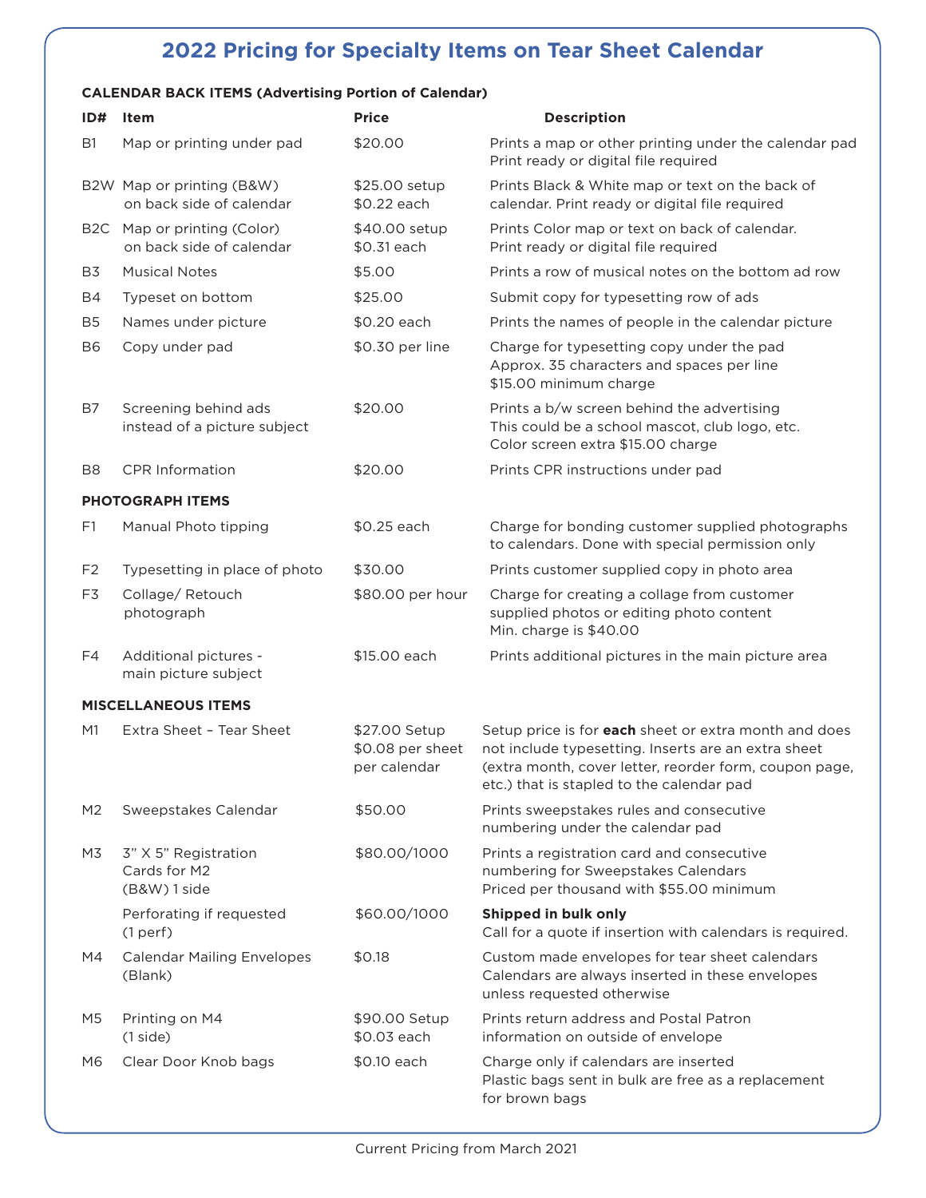# 2022 Pricing for Specialty Items on Tear Sheet Calendar

**CALENDAR BACK ITEMS (Advertising Portion of Calendar)**

| ID# | Item | Price | Description |
|---|---|---|---|
| B1 | Map or printing under pad | $20.00 | Prints a map or other printing under the calendar pad<br>Print ready or digital file required |
| B2W | Map or printing (B&W) on back side of calendar | $25.00 setup<br>$0.22 each | Prints Black & White map or text on the back of calendar. Print ready or digital file required |
| B2C | Map or printing (Color) on back side of calendar | $40.00 setup<br>$0.31 each | Prints Color map or text on back of calendar.<br>Print ready or digital file required |
| B3 | Musical Notes | $5.00 | Prints a row of musical notes on the bottom ad row |
| B4 | Typeset on bottom | $25.00 | Submit copy for typesetting row of ads |
| B5 | Names under picture | $0.20 each | Prints the names of people in the calendar picture |
| B6 | Copy under pad | $0.30 per line | Charge for typesetting copy under the pad<br>Approx. 35 characters and spaces per line<br>$15.00 minimum charge |
| B7 | Screening behind ads instead of a picture subject | $20.00 | Prints a b/w screen behind the advertising<br>This could be a school mascot, club logo, etc.<br>Color screen extra $15.00 charge |
| B8 | CPR Information | $20.00 | Prints CPR instructions under pad |

**PHOTOGRAPH ITEMS**

| ID# | Item | Price | Description |
|---|---|---|---|
| F1 | Manual Photo tipping | $0.25 each | Charge for bonding customer supplied photographs to calendars. Done with special permission only |
| F2 | Typesetting in place of photo | $30.00 | Prints customer supplied copy in photo area |
| F3 | Collage/ Retouch photograph | $80.00 per hour | Charge for creating a collage from customer supplied photos or editing photo content<br>Min. charge is $40.00 |
| F4 | Additional pictures - main picture subject | $15.00 each | Prints additional pictures in the main picture area |

**MISCELLANEOUS ITEMS**

| ID# | Item | Price | Description |
|---|---|---|---|
| M1 | Extra Sheet – Tear Sheet | $27.00 Setup<br>$0.08 per sheet per calendar | Setup price is for **each** sheet or extra month and does not include typesetting. Inserts are an extra sheet (extra month, cover letter, reorder form, coupon page, etc.) that is stapled to the calendar pad |
| M2 | Sweepstakes Calendar | $50.00 | Prints sweepstakes rules and consecutive numbering under the calendar pad |
| M3 | 3" X 5" Registration Cards for M2 (B&W) 1 side | $80.00/1000 | Prints a registration card and consecutive numbering for Sweepstakes Calendars<br>Priced per thousand with $55.00 minimum |
| | Perforating if requested (1 perf) | $60.00/1000 | **Shipped in bulk only**<br>Call for a quote if insertion with calendars is required. |
| M4 | Calendar Mailing Envelopes (Blank) | $0.18 | Custom made envelopes for tear sheet calendars<br>Calendars are always inserted in these envelopes unless requested otherwise |
| M5 | Printing on M4 (1 side) | $90.00 Setup<br>$0.03 each | Prints return address and Postal Patron information on outside of envelope |
| M6 | Clear Door Knob bags | $0.10 each | Charge only if calendars are inserted<br>Plastic bags sent in bulk are free as a replacement for brown bags |

Current Pricing from March 2021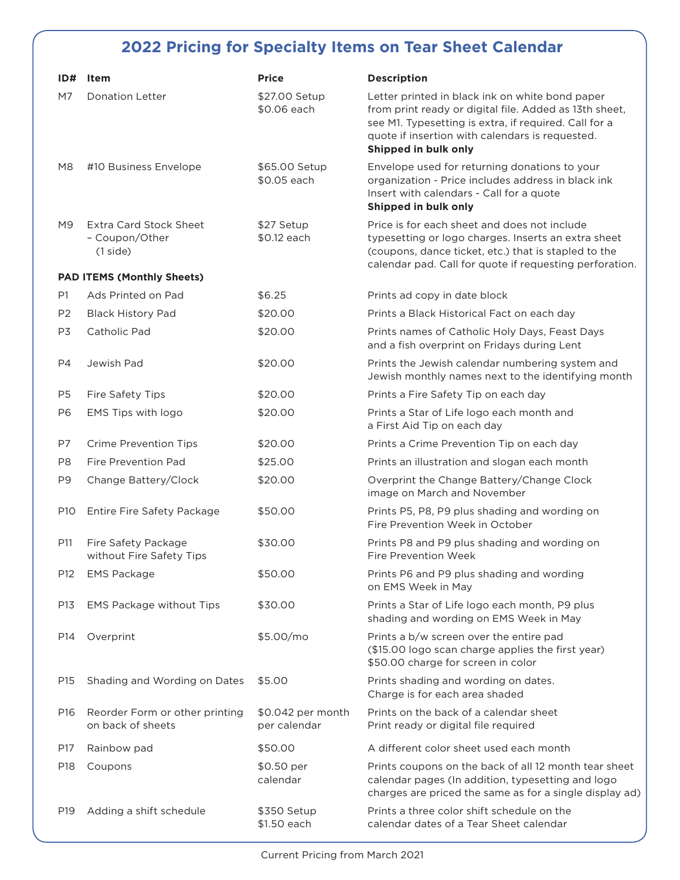# 2022 Pricing for Specialty Items on Tear Sheet Calendar

| ID# | Item | Price | Description |
|---|---|---|---|
| M7 | Donation Letter | $27.00 Setup<br>$0.06 each | Letter printed in black ink on white bond paper from print ready or digital file. Added as 13th sheet, see M1. Typesetting is extra, if required. Call for a quote if insertion with calendars is requested.<br>**Shipped in bulk only** |
| M8 | #10 Business Envelope | $65.00 Setup<br>$0.05 each | Envelope used for returning donations to your organization - Price includes address in black ink Insert with calendars - Call for a quote<br>**Shipped in bulk only** |
| M9 | Extra Card Stock Sheet – Coupon/Other (1 side) | $27 Setup<br>$0.12 each | Price is for each sheet and does not include typesetting or logo charges. Inserts an extra sheet (coupons, dance ticket, etc.) that is stapled to the calendar pad. Call for quote if requesting perforation. |
| **PAD ITEMS (Monthly Sheets)** | | | |
| P1 | Ads Printed on Pad | $6.25 | Prints ad copy in date block |
| P2 | Black History Pad | $20.00 | Prints a Black Historical Fact on each day |
| P3 | Catholic Pad | $20.00 | Prints names of Catholic Holy Days, Feast Days and a fish overprint on Fridays during Lent |
| P4 | Jewish Pad | $20.00 | Prints the Jewish calendar numbering system and Jewish monthly names next to the identifying month |
| P5 | Fire Safety Tips | $20.00 | Prints a Fire Safety Tip on each day |
| P6 | EMS Tips with logo | $20.00 | Prints a Star of Life logo each month and a First Aid Tip on each day |
| P7 | Crime Prevention Tips | $20.00 | Prints a Crime Prevention Tip on each day |
| P8 | Fire Prevention Pad | $25.00 | Prints an illustration and slogan each month |
| P9 | Change Battery/Clock | $20.00 | Overprint the Change Battery/Change Clock image on March and November |
| P10 | Entire Fire Safety Package | $50.00 | Prints P5, P8, P9 plus shading and wording on Fire Prevention Week in October |
| P11 | Fire Safety Package without Fire Safety Tips | $30.00 | Prints P8 and P9 plus shading and wording on Fire Prevention Week |
| P12 | EMS Package | $50.00 | Prints P6 and P9 plus shading and wording on EMS Week in May |
| P13 | EMS Package without Tips | $30.00 | Prints a Star of Life logo each month, P9 plus shading and wording on EMS Week in May |
| P14 | Overprint | $5.00/mo | Prints a b/w screen over the entire pad ($15.00 logo scan charge applies the first year) $50.00 charge for screen in color |
| P15 | Shading and Wording on Dates | $5.00 | Prints shading and wording on dates. Charge is for each area shaded |
| P16 | Reorder Form or other printing on back of sheets | $0.042 per month per calendar | Prints on the back of a calendar sheet Print ready or digital file required |
| P17 | Rainbow pad | $50.00 | A different color sheet used each month |
| P18 | Coupons | $0.50 per calendar | Prints coupons on the back of all 12 month tear sheet calendar pages (In addition, typesetting and logo charges are priced the same as for a single display ad) |
| P19 | Adding a shift schedule | $350 Setup<br>$1.50 each | Prints a three color shift schedule on the calendar dates of a Tear Sheet calendar |

Current Pricing from March 2021